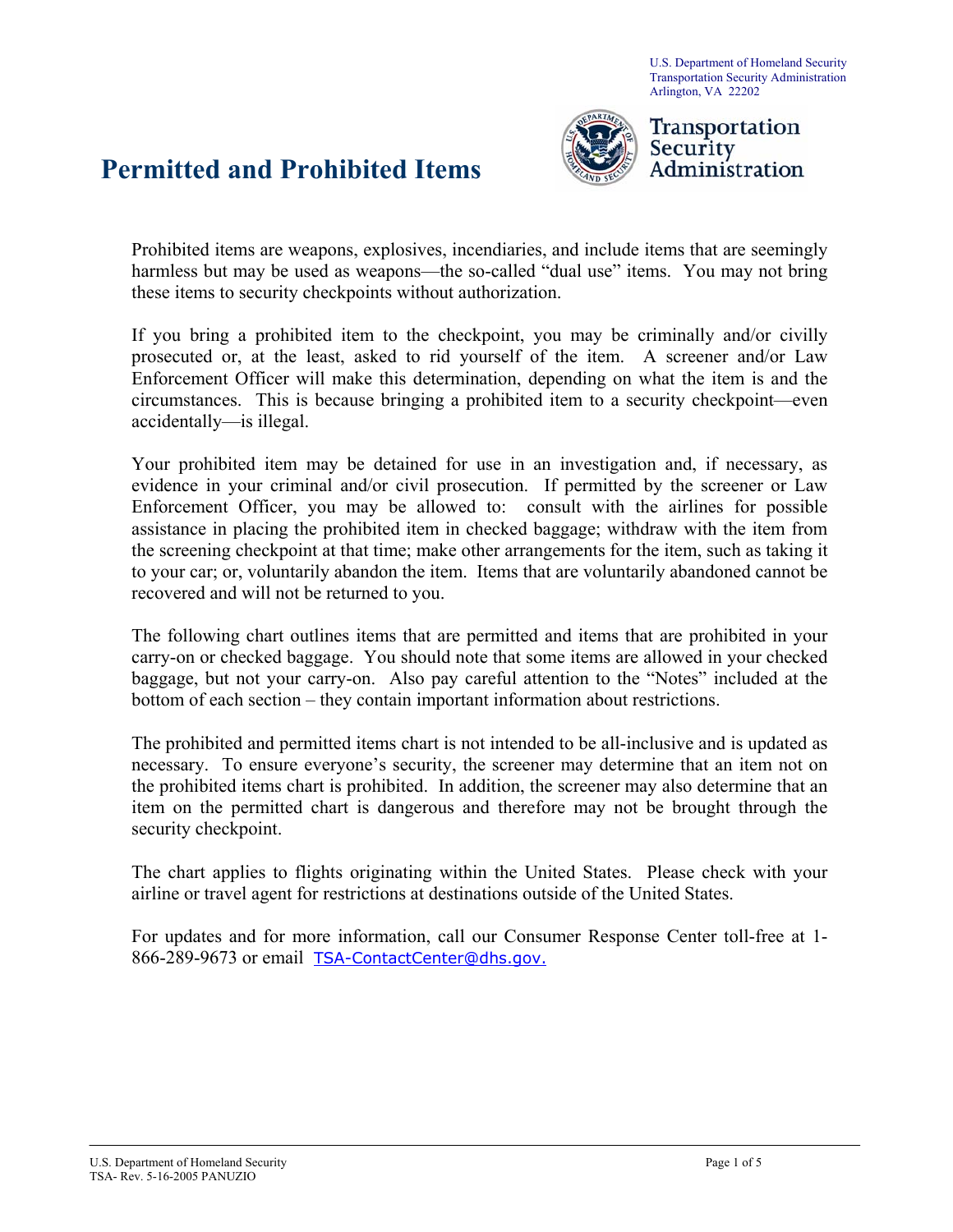U.S. Department of Homeland Security
Transportation Security Administration
Arlington, VA 22202

# Permitted and Prohibited Items

Transportation Security Administration

Prohibited items are weapons, explosives, incendiaries, and include items that are seemingly harmless but may be used as weapons—the so-called "dual use" items. You may not bring these items to security checkpoints without authorization.

If you bring a prohibited item to the checkpoint, you may be criminally and/or civilly prosecuted or, at the least, asked to rid yourself of the item. A screener and/or Law Enforcement Officer will make this determination, depending on what the item is and the circumstances. This is because bringing a prohibited item to a security checkpoint—even accidentally—is illegal.

Your prohibited item may be detained for use in an investigation and, if necessary, as evidence in your criminal and/or civil prosecution. If permitted by the screener or Law Enforcement Officer, you may be allowed to: consult with the airlines for possible assistance in placing the prohibited item in checked baggage; withdraw with the item from the screening checkpoint at that time; make other arrangements for the item, such as taking it to your car; or, voluntarily abandon the item. Items that are voluntarily abandoned cannot be recovered and will not be returned to you.

The following chart outlines items that are permitted and items that are prohibited in your carry-on or checked baggage. You should note that some items are allowed in your checked baggage, but not your carry-on. Also pay careful attention to the "Notes" included at the bottom of each section – they contain important information about restrictions.

The prohibited and permitted items chart is not intended to be all-inclusive and is updated as necessary. To ensure everyone's security, the screener may determine that an item not on the prohibited items chart is prohibited. In addition, the screener may also determine that an item on the permitted chart is dangerous and therefore may not be brought through the security checkpoint.

The chart applies to flights originating within the United States. Please check with your airline or travel agent for restrictions at destinations outside of the United States.

For updates and for more information, call our Consumer Response Center toll-free at 1-866-289-9673 or email TSA-ContactCenter@dhs.gov.

U.S. Department of Homeland Security
TSA- Rev. 5-16-2005 PANUZIO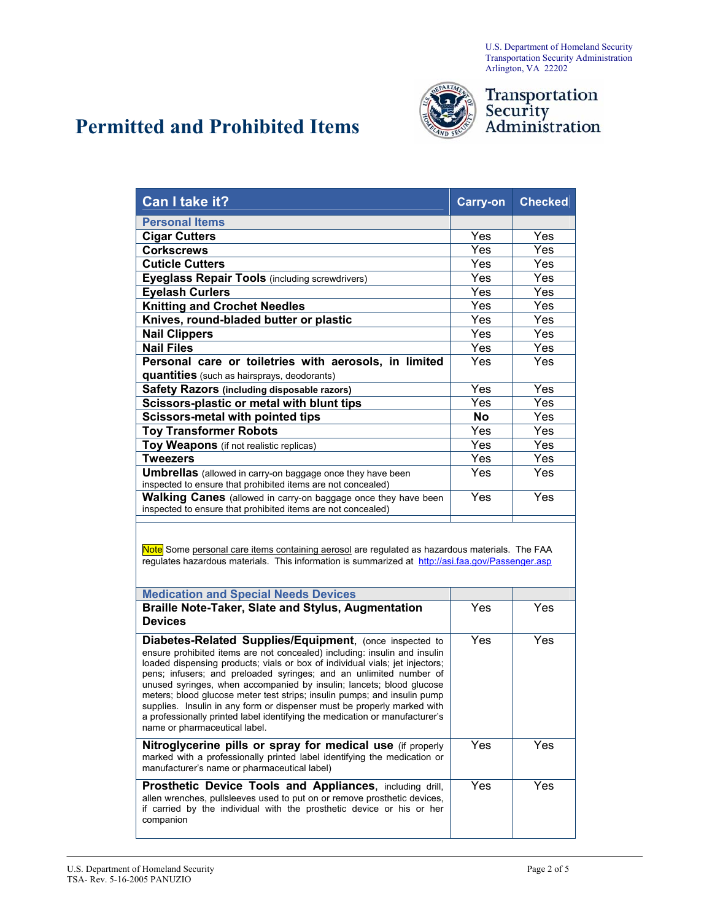U.S. Department of Homeland Security
Transportation Security Administration
Arlington, VA 22202

# Permitted and Prohibited Items

Transportation Security Administration

| Can I take it? | Carry-on | Checked |
|---|---|---|
| **Personal Items** | | |
| **Cigar Cutters** | Yes | Yes |
| **Corkscrews** | Yes | Yes |
| **Cuticle Cutters** | Yes | Yes |
| **Eyeglass Repair Tools** (including screwdrivers) | Yes | Yes |
| **Eyelash Curlers** | Yes | Yes |
| **Knitting and Crochet Needles** | Yes | Yes |
| **Knives, round-bladed butter or plastic** | Yes | Yes |
| **Nail Clippers** | Yes | Yes |
| **Nail Files** | Yes | Yes |
| **Personal care or toiletries with aerosols, in limited quantities** (such as hairsprays, deodorants) | Yes | Yes |
| **Safety Razors (including disposable razors)** | Yes | Yes |
| **Scissors-plastic or metal with blunt tips** | Yes | Yes |
| **Scissors-metal with pointed tips** | **No** | Yes |
| **Toy Transformer Robots** | Yes | Yes |
| **Toy Weapons** (if not realistic replicas) | Yes | Yes |
| **Tweezers** | Yes | Yes |
| **Umbrellas** (allowed in carry-on baggage once they have been inspected to ensure that prohibited items are not concealed) | Yes | Yes |
| **Walking Canes** (allowed in carry-on baggage once they have been inspected to ensure that prohibited items are not concealed) | Yes | Yes |

Note Some personal care items containing aerosol are regulated as hazardous materials. The FAA regulates hazardous materials. This information is summarized at http://asi.faa.gov/Passenger.asp

| Can I take it? | Carry-on | Checked |
|---|---|---|
| **Medication and Special Needs Devices** | | |
| **Braille Note-Taker, Slate and Stylus, Augmentation Devices** | Yes | Yes |
| **Diabetes-Related Supplies/Equipment**, (once inspected to ensure prohibited items are not concealed) including: insulin and insulin loaded dispensing products; vials or box of individual vials; jet injectors; pens; infusers; and preloaded syringes; and an unlimited number of unused syringes, when accompanied by insulin; lancets; blood glucose meters; blood glucose meter test strips; insulin pumps; and insulin pump supplies. Insulin in any form or dispenser must be properly marked with a professionally printed label identifying the medication or manufacturer's name or pharmaceutical label. | Yes | Yes |
| **Nitroglycerine pills or spray for medical use** (if properly marked with a professionally printed label identifying the medication or manufacturer's name or pharmaceutical label) | Yes | Yes |
| **Prosthetic Device Tools and Appliances**, including drill, allen wrenches, pullsleeves used to put on or remove prosthetic devices, if carried by the individual with the prosthetic device or his or her companion | Yes | Yes |

U.S. Department of Homeland Security
TSA- Rev. 5-16-2005 PANUZIO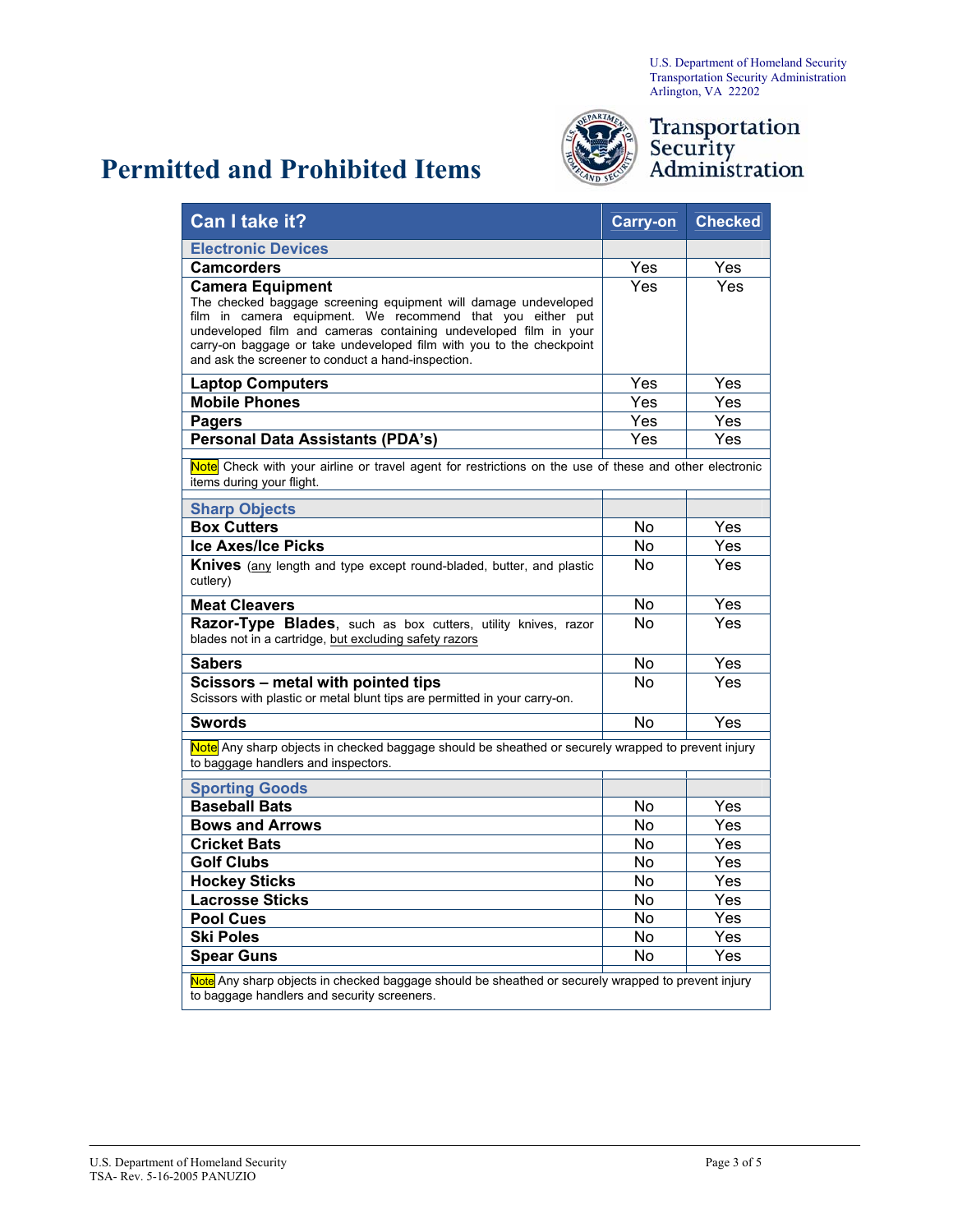U.S. Department of Homeland Security
Transportation Security Administration
Arlington, VA 22202

# Permitted and Prohibited Items

Transportation Security Administration

| Can I take it? | Carry-on | Checked |
|---|---|---|
| **Electronic Devices** | | |
| **Camcorders** | Yes | Yes |
| **Camera Equipment** The checked baggage screening equipment will damage undeveloped film in camera equipment. We recommend that you either put undeveloped film and cameras containing undeveloped film in your carry-on baggage or take undeveloped film with you to the checkpoint and ask the screener to conduct a hand-inspection. | Yes | Yes |
| **Laptop Computers** | Yes | Yes |
| **Mobile Phones** | Yes | Yes |
| **Pagers** | Yes | Yes |
| **Personal Data Assistants (PDA's)** | Yes | Yes |
| Note Check with your airline or travel agent for restrictions on the use of these and other electronic items during your flight. | | |
| **Sharp Objects** | | |
| **Box Cutters** | No | Yes |
| **Ice Axes/Ice Picks** | No | Yes |
| **Knives** (any length and type except round-bladed, butter, and plastic cutlery) | No | Yes |
| **Meat Cleavers** | No | Yes |
| **Razor-Type Blades**, such as box cutters, utility knives, razor blades not in a cartridge, but excluding safety razors | No | Yes |
| **Sabers** | No | Yes |
| **Scissors – metal with pointed tips** Scissors with plastic or metal blunt tips are permitted in your carry-on. | No | Yes |
| **Swords** | No | Yes |
| Note Any sharp objects in checked baggage should be sheathed or securely wrapped to prevent injury to baggage handlers and inspectors. | | |
| **Sporting Goods** | | |
| **Baseball Bats** | No | Yes |
| **Bows and Arrows** | No | Yes |
| **Cricket Bats** | No | Yes |
| **Golf Clubs** | No | Yes |
| **Hockey Sticks** | No | Yes |
| **Lacrosse Sticks** | No | Yes |
| **Pool Cues** | No | Yes |
| **Ski Poles** | No | Yes |
| **Spear Guns** | No | Yes |
| Note Any sharp objects in checked baggage should be sheathed or securely wrapped to prevent injury to baggage handlers and security screeners. | | |

U.S. Department of Homeland Security
TSA- Rev. 5-16-2005 PANUZIO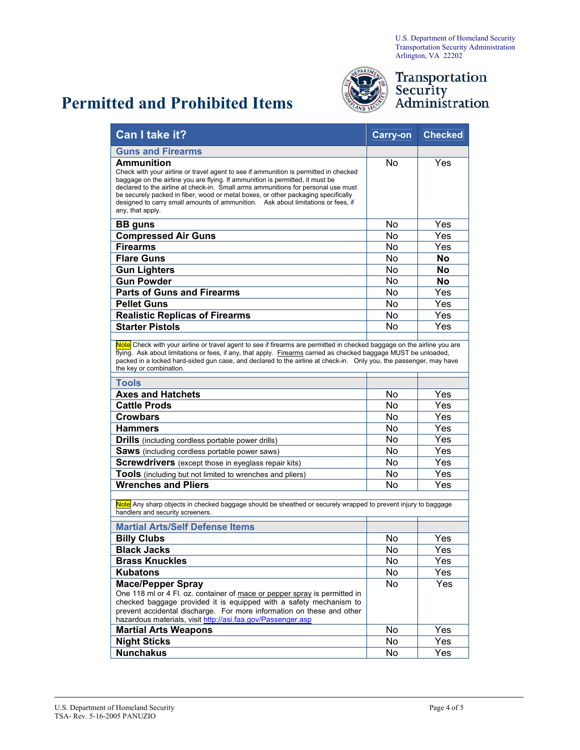U.S. Department of Homeland Security
Transportation Security Administration
Arlington, VA 22202

# Permitted and Prohibited Items

Transportation Security Administration

| Can I take it? | Carry-on | Checked |
|---|---|---|
| **Guns and Firearms** | | |
| **Ammunition**<br>Check with your airline or travel agent to see if ammunition is permitted in checked baggage on the airline you are flying. If ammunition is permitted, it must be declared to the airline at check-in. Small arms ammunitions for personal use must be securely packed in fiber, wood or metal boxes, or other packaging specifically designed to carry small amounts of ammunition. Ask about limitations or fees, if any, that apply. | No | Yes |
| **BB guns** | No | Yes |
| **Compressed Air Guns** | No | Yes |
| **Firearms** | No | Yes |
| **Flare Guns** | No | **No** |
| **Gun Lighters** | No | **No** |
| **Gun Powder** | No | **No** |
| **Parts of Guns and Firearms** | No | Yes |
| **Pellet Guns** | No | Yes |
| **Realistic Replicas of Firearms** | No | Yes |
| **Starter Pistols** | No | Yes |
| Note Check with your airline or travel agent to see if firearms are permitted in checked baggage on the airline you are flying. Ask about limitations or fees, if any, that apply. Firearms carried as checked baggage MUST be unloaded, packed in a locked hard-sided gun case, and declared to the airline at check-in. Only you, the passenger, may have the key or combination. | | |
| **Tools** | | |
| **Axes and Hatchets** | No | Yes |
| **Cattle Prods** | No | Yes |
| **Crowbars** | No | Yes |
| **Hammers** | No | Yes |
| **Drills** (including cordless portable power drills) | No | Yes |
| **Saws** (including cordless portable power saws) | No | Yes |
| **Screwdrivers** (except those in eyeglass repair kits) | No | Yes |
| **Tools** (including but not limited to wrenches and pliers) | No | Yes |
| **Wrenches and Pliers** | No | Yes |
| Note Any sharp objects in checked baggage should be sheathed or securely wrapped to prevent injury to baggage handlers and security screeners. | | |
| **Martial Arts/Self Defense Items** | | |
| **Billy Clubs** | No | Yes |
| **Black Jacks** | No | Yes |
| **Brass Knuckles** | No | Yes |
| **Kubatons** | No | Yes |
| **Mace/Pepper Spray**<br>One 118 ml or 4 Fl. oz. container of mace or pepper spray is permitted in checked baggage provided it is equipped with a safety mechanism to prevent accidental discharge. For more information on these and other hazardous materials, visit http://asi.faa.gov/Passenger.asp | No | Yes |
| **Martial Arts Weapons** | No | Yes |
| **Night Sticks** | No | Yes |
| **Nunchakus** | No | Yes |

U.S. Department of Homeland Security
TSA- Rev. 5-16-2005 PANUZIO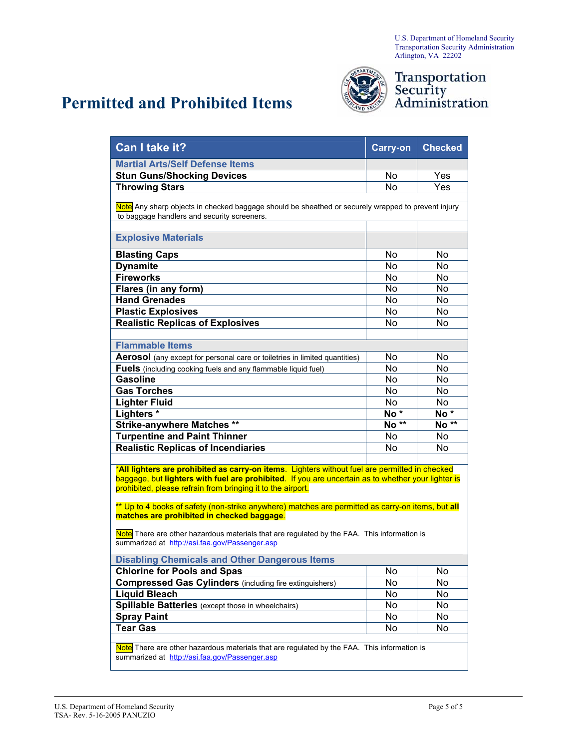U.S. Department of Homeland Security
Transportation Security Administration
Arlington, VA 22202

Transportation Security Administration

# Permitted and Prohibited Items

| Can I take it? | Carry-on | Checked |
|---|---|---|
| **Martial Arts/Self Defense Items** | | |
| **Stun Guns/Shocking Devices** | No | Yes |
| **Throwing Stars** | No | Yes |
| Note Any sharp objects in checked baggage should be sheathed or securely wrapped to prevent injury to baggage handlers and security screeners. | | |
| **Explosive Materials** | | |
| **Blasting Caps** | No | No |
| **Dynamite** | No | No |
| **Fireworks** | No | No |
| **Flares (in any form)** | No | No |
| **Hand Grenades** | No | No |
| **Plastic Explosives** | No | No |
| **Realistic Replicas of Explosives** | No | No |
| **Flammable Items** | | |
| **Aerosol** (any except for personal care or toiletries in limited quantities) | No | No |
| **Fuels** (including cooking fuels and any flammable liquid fuel) | No | No |
| **Gasoline** | No | No |
| **Gas Torches** | No | No |
| **Lighter Fluid** | No | No |
| **Lighters *** | **No *** | **No *** |
| **Strike-anywhere Matches **** | **No **** | **No **** |
| **Turpentine and Paint Thinner** | No | No |
| **Realistic Replicas of Incendiaries** | No | No |
| ***All lighters are prohibited as carry-on items**. Lighters without fuel are permitted in checked baggage, but **lighters with fuel are prohibited**. If you are uncertain as to whether your lighter is prohibited, please refrain from bringing it to the airport.<br><br>** Up to 4 books of safety (non-strike anywhere) matches are permitted as carry-on items, but **all matches are prohibited in checked baggage**.<br><br>Note There are other hazardous materials that are regulated by the FAA. This information is summarized at http://asi.faa.gov/Passenger.asp | | |
| **Disabling Chemicals and Other Dangerous Items** | | |
| **Chlorine for Pools and Spas** | No | No |
| **Compressed Gas Cylinders** (including fire extinguishers) | No | No |
| **Liquid Bleach** | No | No |
| **Spillable Batteries** (except those in wheelchairs) | No | No |
| **Spray Paint** | No | No |
| **Tear Gas** | No | No |
| Note There are other hazardous materials that are regulated by the FAA. This information is summarized at http://asi.faa.gov/Passenger.asp | | |

U.S. Department of Homeland Security
TSA- Rev. 5-16-2005 PANUZIO